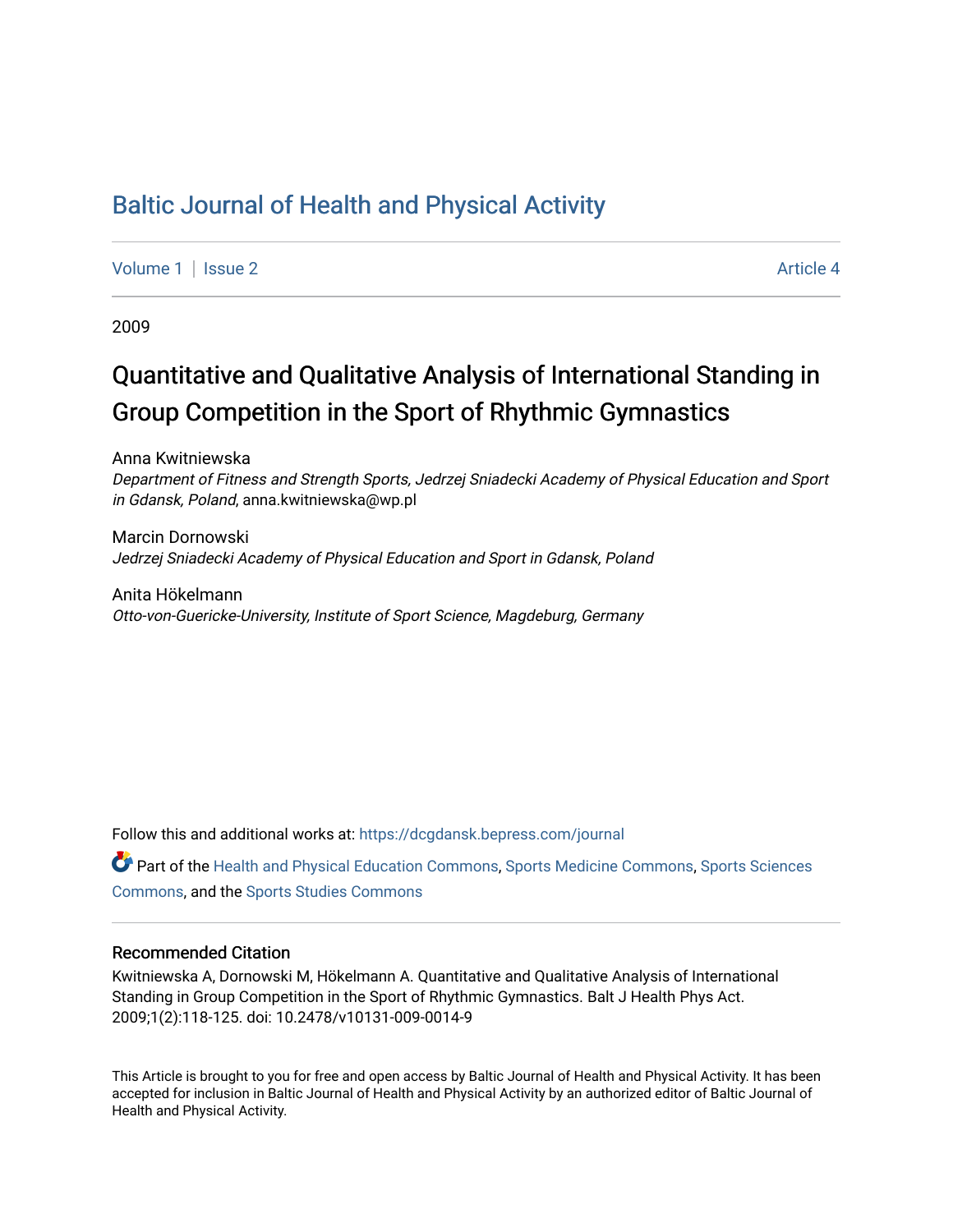# Baltic Journal of Health and Physical Activity

Volume 1 | Issue 2 Article 4

2009

## Quantitative and Qualitative Analysis of International Standing in Group Competition in the Sport of Rhythmic Gymnastics

Anna Kwitniewska
*Department of Fitness and Strength Sports, Jedrzej Sniadecki Academy of Physical Education and Sport in Gdansk, Poland*, anna.kwitniewska@wp.pl

Marcin Dornowski
*Jedrzej Sniadecki Academy of Physical Education and Sport in Gdansk, Poland*

Anita Hökelmann
*Otto-von-Guericke-University, Institute of Sport Science, Magdeburg, Germany*

Follow this and additional works at: https://dcgdansk.bepress.com/journal

Part of the Health and Physical Education Commons, Sports Medicine Commons, Sports Sciences Commons, and the Sports Studies Commons

### Recommended Citation

Kwitniewska A, Dornowski M, Hökelmann A. Quantitative and Qualitative Analysis of International Standing in Group Competition in the Sport of Rhythmic Gymnastics. Balt J Health Phys Act. 2009;1(2):118-125. doi: 10.2478/v10131-009-0014-9

This Article is brought to you for free and open access by Baltic Journal of Health and Physical Activity. It has been accepted for inclusion in Baltic Journal of Health and Physical Activity by an authorized editor of Baltic Journal of Health and Physical Activity.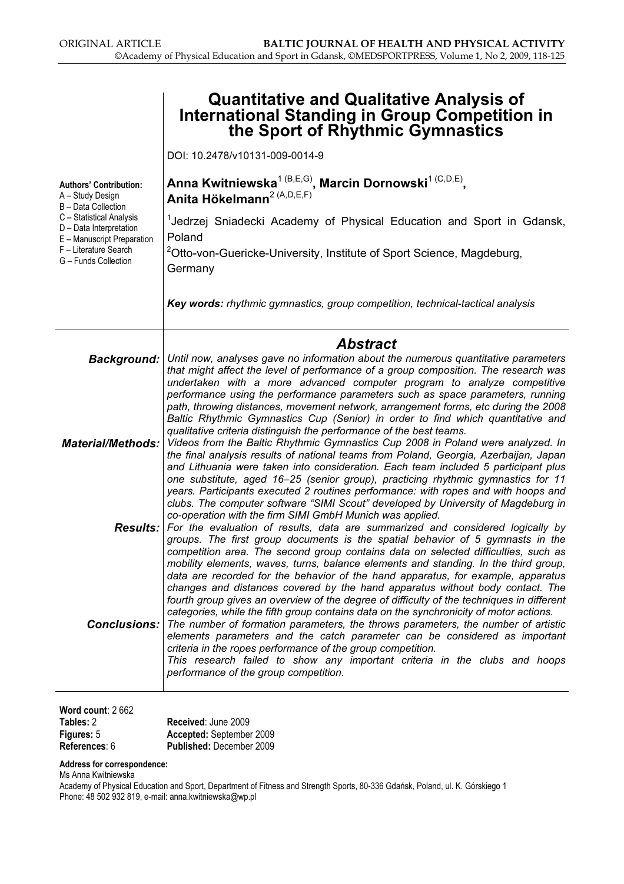# Quantitative and Qualitative Analysis of International Standing in Group Competition in the Sport of Rhythmic Gymnastics

DOI: 10.2478/v10131-009-0014-9

**Anna Kwitniewska**[1 (B,E,G)], **Marcin Dornowski**[1 (C,D,E)], **Anita Hökelmann**[2 (A,D,E,F)]

[1] Jedrzej Sniadecki Academy of Physical Education and Sport in Gdansk, Poland

[2] Otto-von-Guericke-University, Institute of Sport Science, Magdeburg, Germany

**Authors' Contribution:**
A – Study Design
B – Data Collection
C – Statistical Analysis
D – Data Interpretation
E – Manuscript Preparation
F – Literature Search
G – Funds Collection

***Key words:** rhythmic gymnastics, group competition, technical-tactical analysis*

## *Abstract*

***Background:*** *Until now, analyses gave no information about the numerous quantitative parameters that might affect the level of performance of a group composition. The research was undertaken with a more advanced computer program to analyze competitive performance using the performance parameters such as space parameters, running path, throwing distances, movement network, arrangement forms, etc during the 2008 Baltic Rhythmic Gymnastics Cup (Senior) in order to find which quantitative and qualitative criteria distinguish the performance of the best teams.*

***Material/Methods:*** *Videos from the Baltic Rhythmic Gymnastics Cup 2008 in Poland were analyzed. In the final analysis results of national teams from Poland, Georgia, Azerbaijan, Japan and Lithuania were taken into consideration. Each team included 5 participant plus one substitute, aged 16–25 (senior group), practicing rhythmic gymnastics for 11 years. Participants executed 2 routines performance: with ropes and with hoops and clubs. The computer software "SIMI Scout" developed by University of Magdeburg in co-operation with the firm SIMI GmbH Munich was applied.*

***Results:*** *For the evaluation of results, data are summarized and considered logically by groups. The first group documents is the spatial behavior of 5 gymnasts in the competition area. The second group contains data on selected difficulties, such as mobility elements, waves, turns, balance elements and standing. In the third group, data are recorded for the behavior of the hand apparatus, for example, apparatus changes and distances covered by the hand apparatus without body contact. The fourth group gives an overview of the degree of difficulty of the techniques in different categories, while the fifth group contains data on the synchronicity of motor actions.*

***Conclusions:*** *The number of formation parameters, the throws parameters, the number of artistic elements parameters and the catch parameter can be considered as important criteria in the ropes performance of the group competition.*
*This research failed to show any important criteria in the clubs and hoops performance of the group competition.*

**Word count**: 2 662
**Tables:** 2
**Figures:** 5
**References**: 6

**Received**: June 2009
**Accepted:** September 2009
**Published:** December 2009

**Address for correspondence:**
Ms Anna Kwitniewska
Academy of Physical Education and Sport, Department of Fitness and Strength Sports, 80-336 Gdańsk, Poland, ul. K. Górskiego 1
Phone: 48 502 932 819, e-mail: anna.kwitniewska@wp.pl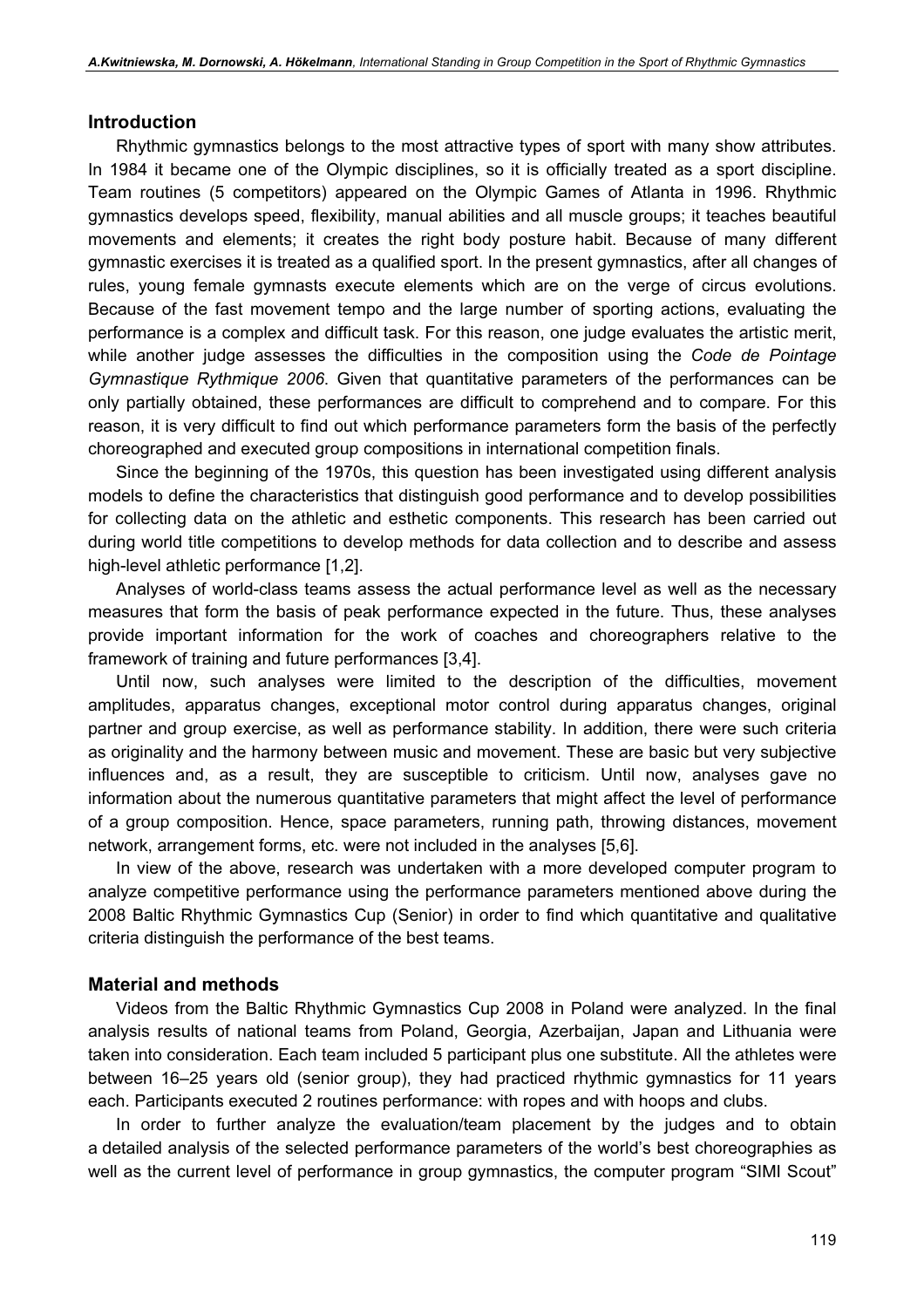## Introduction

Rhythmic gymnastics belongs to the most attractive types of sport with many show attributes. In 1984 it became one of the Olympic disciplines, so it is officially treated as a sport discipline. Team routines (5 competitors) appeared on the Olympic Games of Atlanta in 1996. Rhythmic gymnastics develops speed, flexibility, manual abilities and all muscle groups; it teaches beautiful movements and elements; it creates the right body posture habit. Because of many different gymnastic exercises it is treated as a qualified sport. In the present gymnastics, after all changes of rules, young female gymnasts execute elements which are on the verge of circus evolutions. Because of the fast movement tempo and the large number of sporting actions, evaluating the performance is a complex and difficult task. For this reason, one judge evaluates the artistic merit, while another judge assesses the difficulties in the composition using the *Code de Pointage Gymnastique Rythmique 2006*. Given that quantitative parameters of the performances can be only partially obtained, these performances are difficult to comprehend and to compare. For this reason, it is very difficult to find out which performance parameters form the basis of the perfectly choreographed and executed group compositions in international competition finals.

Since the beginning of the 1970s, this question has been investigated using different analysis models to define the characteristics that distinguish good performance and to develop possibilities for collecting data on the athletic and esthetic components. This research has been carried out during world title competitions to develop methods for data collection and to describe and assess high-level athletic performance [1,2].

Analyses of world-class teams assess the actual performance level as well as the necessary measures that form the basis of peak performance expected in the future. Thus, these analyses provide important information for the work of coaches and choreographers relative to the framework of training and future performances [3,4].

Until now, such analyses were limited to the description of the difficulties, movement amplitudes, apparatus changes, exceptional motor control during apparatus changes, original partner and group exercise, as well as performance stability. In addition, there were such criteria as originality and the harmony between music and movement. These are basic but very subjective influences and, as a result, they are susceptible to criticism. Until now, analyses gave no information about the numerous quantitative parameters that might affect the level of performance of a group composition. Hence, space parameters, running path, throwing distances, movement network, arrangement forms, etc. were not included in the analyses [5,6].

In view of the above, research was undertaken with a more developed computer program to analyze competitive performance using the performance parameters mentioned above during the 2008 Baltic Rhythmic Gymnastics Cup (Senior) in order to find which quantitative and qualitative criteria distinguish the performance of the best teams.

## Material and methods

Videos from the Baltic Rhythmic Gymnastics Cup 2008 in Poland were analyzed. In the final analysis results of national teams from Poland, Georgia, Azerbaijan, Japan and Lithuania were taken into consideration. Each team included 5 participant plus one substitute. All the athletes were between 16–25 years old (senior group), they had practiced rhythmic gymnastics for 11 years each. Participants executed 2 routines performance: with ropes and with hoops and clubs.

In order to further analyze the evaluation/team placement by the judges and to obtain a detailed analysis of the selected performance parameters of the world's best choreographies as well as the current level of performance in group gymnastics, the computer program "SIMI Scout"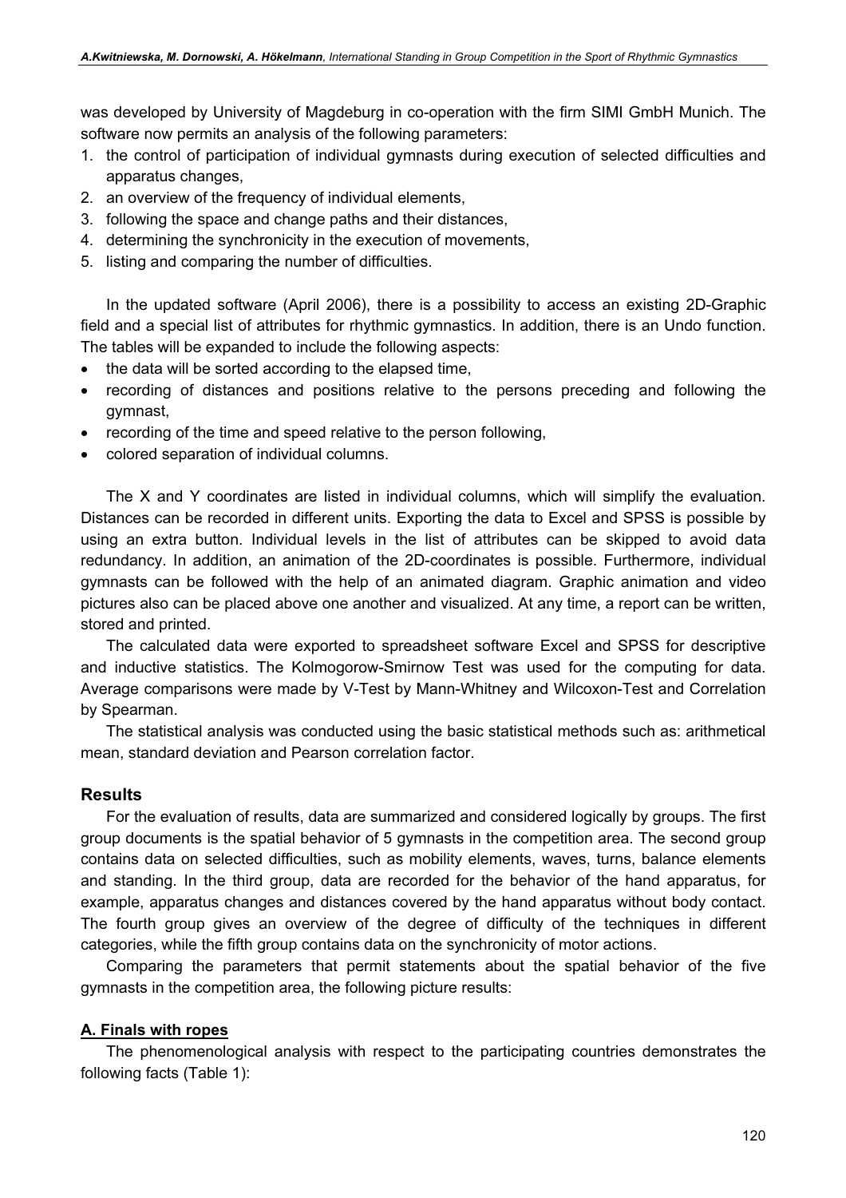was developed by University of Magdeburg in co-operation with the firm SIMI GmbH Munich. The software now permits an analysis of the following parameters:

1. the control of participation of individual gymnasts during execution of selected difficulties and apparatus changes,
2. an overview of the frequency of individual elements,
3. following the space and change paths and their distances,
4. determining the synchronicity in the execution of movements,
5. listing and comparing the number of difficulties.

In the updated software (April 2006), there is a possibility to access an existing 2D-Graphic field and a special list of attributes for rhythmic gymnastics. In addition, there is an Undo function. The tables will be expanded to include the following aspects:

- the data will be sorted according to the elapsed time,
- recording of distances and positions relative to the persons preceding and following the gymnast,
- recording of the time and speed relative to the person following,
- colored separation of individual columns.

The X and Y coordinates are listed in individual columns, which will simplify the evaluation. Distances can be recorded in different units. Exporting the data to Excel and SPSS is possible by using an extra button. Individual levels in the list of attributes can be skipped to avoid data redundancy. In addition, an animation of the 2D-coordinates is possible. Furthermore, individual gymnasts can be followed with the help of an animated diagram. Graphic animation and video pictures also can be placed above one another and visualized. At any time, a report can be written, stored and printed.

The calculated data were exported to spreadsheet software Excel and SPSS for descriptive and inductive statistics. The Kolmogorow-Smirnow Test was used for the computing for data. Average comparisons were made by V-Test by Mann-Whitney and Wilcoxon-Test and Correlation by Spearman.

The statistical analysis was conducted using the basic statistical methods such as: arithmetical mean, standard deviation and Pearson correlation factor.

## Results

For the evaluation of results, data are summarized and considered logically by groups. The first group documents is the spatial behavior of 5 gymnasts in the competition area. The second group contains data on selected difficulties, such as mobility elements, waves, turns, balance elements and standing. In the third group, data are recorded for the behavior of the hand apparatus, for example, apparatus changes and distances covered by the hand apparatus without body contact. The fourth group gives an overview of the degree of difficulty of the techniques in different categories, while the fifth group contains data on the synchronicity of motor actions.

Comparing the parameters that permit statements about the spatial behavior of the five gymnasts in the competition area, the following picture results:

### A. Finals with ropes

The phenomenological analysis with respect to the participating countries demonstrates the following facts (Table 1):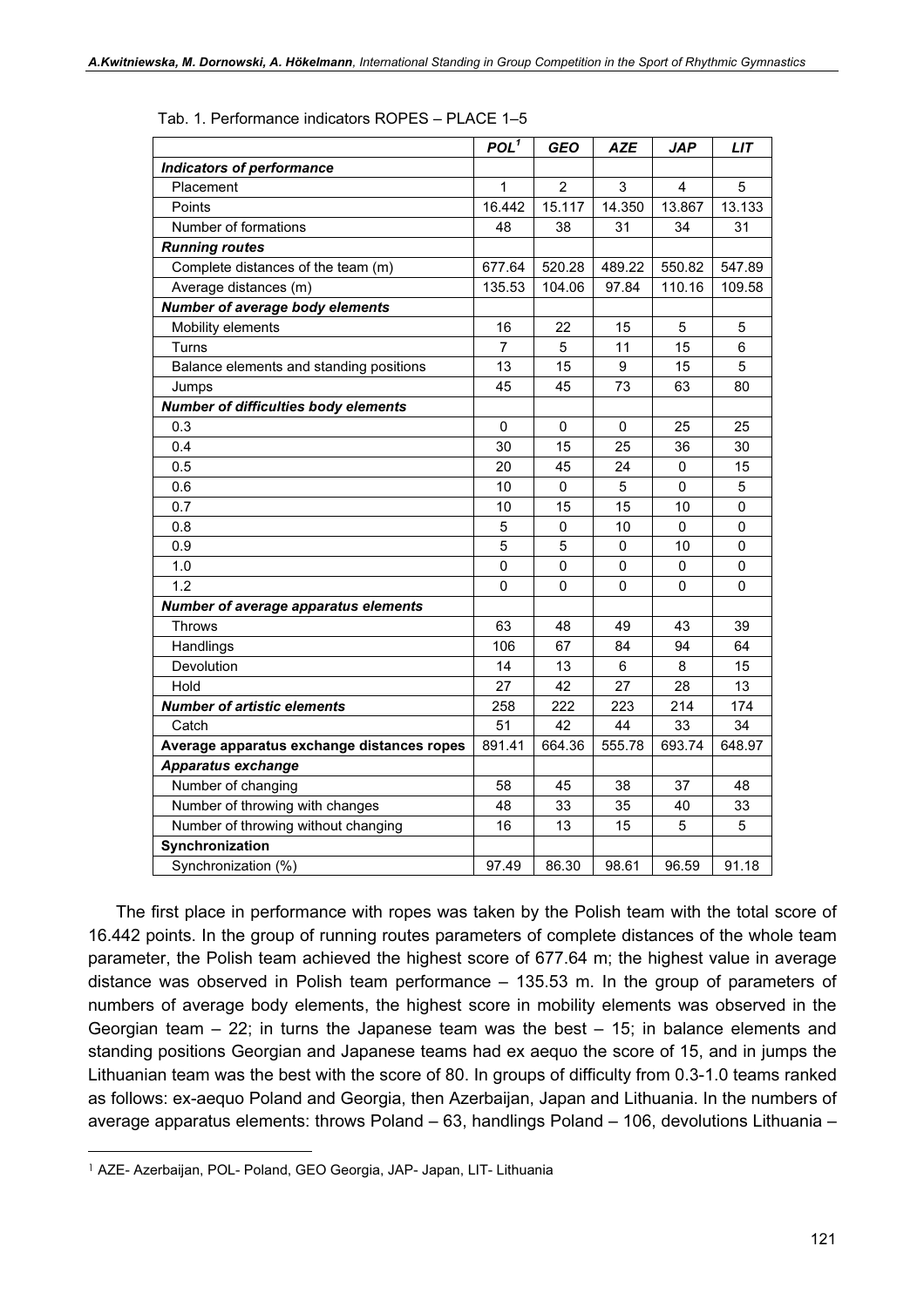Tab. 1. Performance indicators ROPES – PLACE 1–5

| | *POL*[1] | *GEO* | *AZE* | *JAP* | *LIT* |
|---|---|---|---|---|---|
| ***Indicators of performance*** | | | | | |
| Placement | 1 | 2 | 3 | 4 | 5 |
| Points | 16.442 | 15.117 | 14.350 | 13.867 | 13.133 |
| Number of formations | 48 | 38 | 31 | 34 | 31 |
| ***Running routes*** | | | | | |
| Complete distances of the team (m) | 677.64 | 520.28 | 489.22 | 550.82 | 547.89 |
| Average distances (m) | 135.53 | 104.06 | 97.84 | 110.16 | 109.58 |
| ***Number of average body elements*** | | | | | |
| Mobility elements | 16 | 22 | 15 | 5 | 5 |
| Turns | 7 | 5 | 11 | 15 | 6 |
| Balance elements and standing positions | 13 | 15 | 9 | 15 | 5 |
| Jumps | 45 | 45 | 73 | 63 | 80 |
| ***Number of difficulties body elements*** | | | | | |
| 0.3 | 0 | 0 | 0 | 25 | 25 |
| 0.4 | 30 | 15 | 25 | 36 | 30 |
| 0.5 | 20 | 45 | 24 | 0 | 15 |
| 0.6 | 10 | 0 | 5 | 0 | 5 |
| 0.7 | 10 | 15 | 15 | 10 | 0 |
| 0.8 | 5 | 0 | 10 | 0 | 0 |
| 0.9 | 5 | 5 | 0 | 10 | 0 |
| 1.0 | 0 | 0 | 0 | 0 | 0 |
| 1.2 | 0 | 0 | 0 | 0 | 0 |
| ***Number of average apparatus elements*** | | | | | |
| Throws | 63 | 48 | 49 | 43 | 39 |
| Handlings | 106 | 67 | 84 | 94 | 64 |
| Devolution | 14 | 13 | 6 | 8 | 15 |
| Hold | 27 | 42 | 27 | 28 | 13 |
| ***Number of artistic elements*** | 258 | 222 | 223 | 214 | 174 |
| Catch | 51 | 42 | 44 | 33 | 34 |
| **Average apparatus exchange distances ropes** | 891.41 | 664.36 | 555.78 | 693.74 | 648.97 |
| ***Apparatus exchange*** | | | | | |
| Number of changing | 58 | 45 | 38 | 37 | 48 |
| Number of throwing with changes | 48 | 33 | 35 | 40 | 33 |
| Number of throwing without changing | 16 | 13 | 15 | 5 | 5 |
| **Synchronization** | | | | | |
| Synchronization (%) | 97.49 | 86.30 | 98.61 | 96.59 | 91.18 |

The first place in performance with ropes was taken by the Polish team with the total score of 16.442 points. In the group of running routes parameters of complete distances of the whole team parameter, the Polish team achieved the highest score of 677.64 m; the highest value in average distance was observed in Polish team performance – 135.53 m. In the group of parameters of numbers of average body elements, the highest score in mobility elements was observed in the Georgian team – 22; in turns the Japanese team was the best – 15; in balance elements and standing positions Georgian and Japanese teams had ex aequo the score of 15, and in jumps the Lithuanian team was the best with the score of 80. In groups of difficulty from 0.3-1.0 teams ranked as follows: ex-aequo Poland and Georgia, then Azerbaijan, Japan and Lithuania. In the numbers of average apparatus elements: throws Poland – 63, handlings Poland – 106, devolutions Lithuania –

[1] AZE- Azerbaijan, POL- Poland, GEO Georgia, JAP- Japan, LIT- Lithuania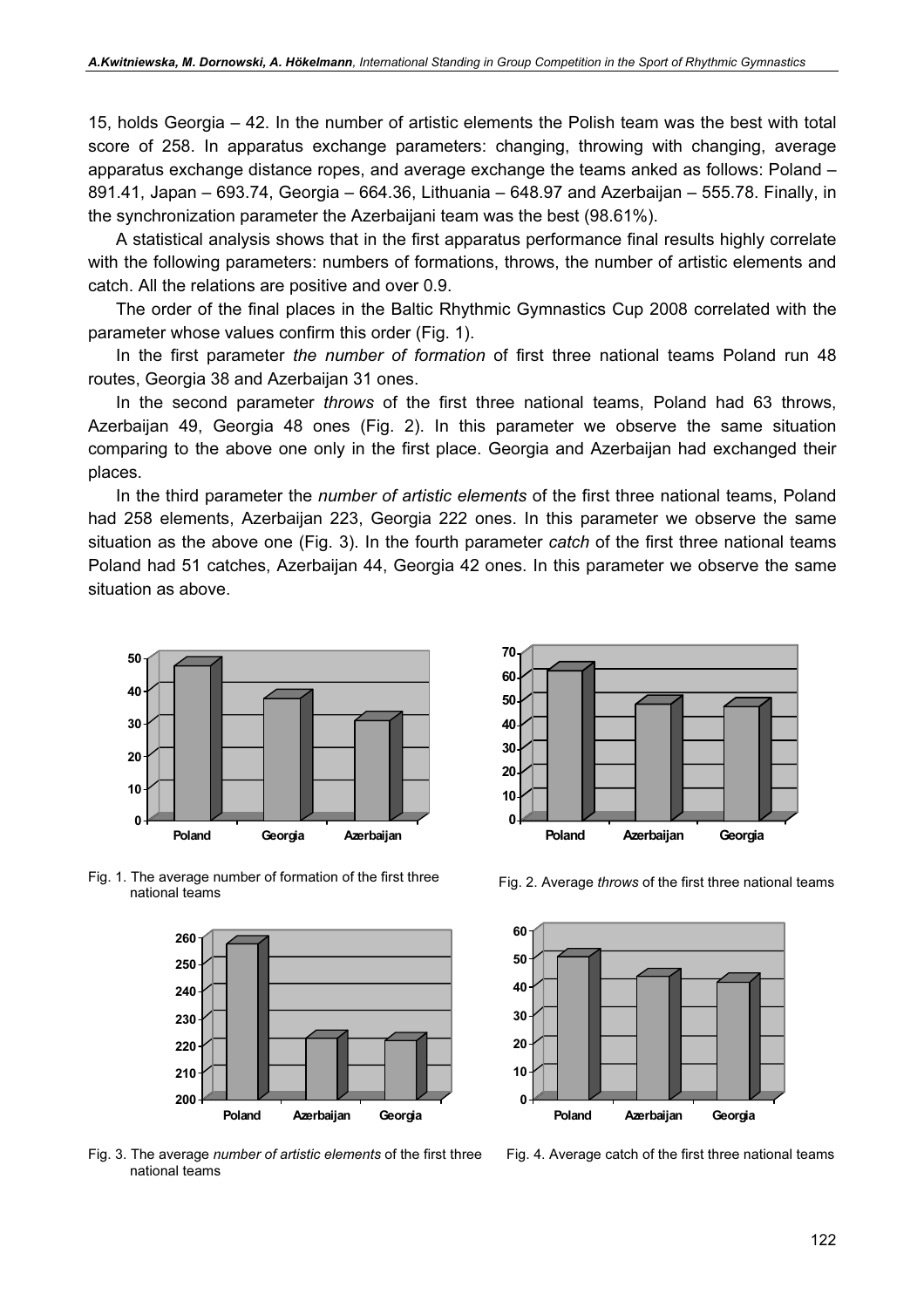15, holds Georgia – 42. In the number of artistic elements the Polish team was the best with total score of 258. In apparatus exchange parameters: changing, throwing with changing, average apparatus exchange distance ropes, and average exchange the teams anked as follows: Poland – 891.41, Japan – 693.74, Georgia – 664.36, Lithuania – 648.97 and Azerbaijan – 555.78. Finally, in the synchronization parameter the Azerbaijani team was the best (98.61%).

A statistical analysis shows that in the first apparatus performance final results highly correlate with the following parameters: numbers of formations, throws, the number of artistic elements and catch. All the relations are positive and over 0.9.

The order of the final places in the Baltic Rhythmic Gymnastics Cup 2008 correlated with the parameter whose values confirm this order (Fig. 1).

In the first parameter *the number of formation* of first three national teams Poland run 48 routes, Georgia 38 and Azerbaijan 31 ones.

In the second parameter *throws* of the first three national teams, Poland had 63 throws, Azerbaijan 49, Georgia 48 ones (Fig. 2). In this parameter we observe the same situation comparing to the above one only in the first place. Georgia and Azerbaijan had exchanged their places.

In the third parameter the *number of artistic elements* of the first three national teams, Poland had 258 elements, Azerbaijan 223, Georgia 222 ones. In this parameter we observe the same situation as the above one (Fig. 3). In the fourth parameter *catch* of the first three national teams Poland had 51 catches, Azerbaijan 44, Georgia 42 ones. In this parameter we observe the same situation as above.

Fig. 1. The average number of formation of the first three national teams

Fig. 2. Average *throws* of the first three national teams

Fig. 3. The average *number of artistic elements* of the first three national teams

Fig. 4. Average catch of the first three national teams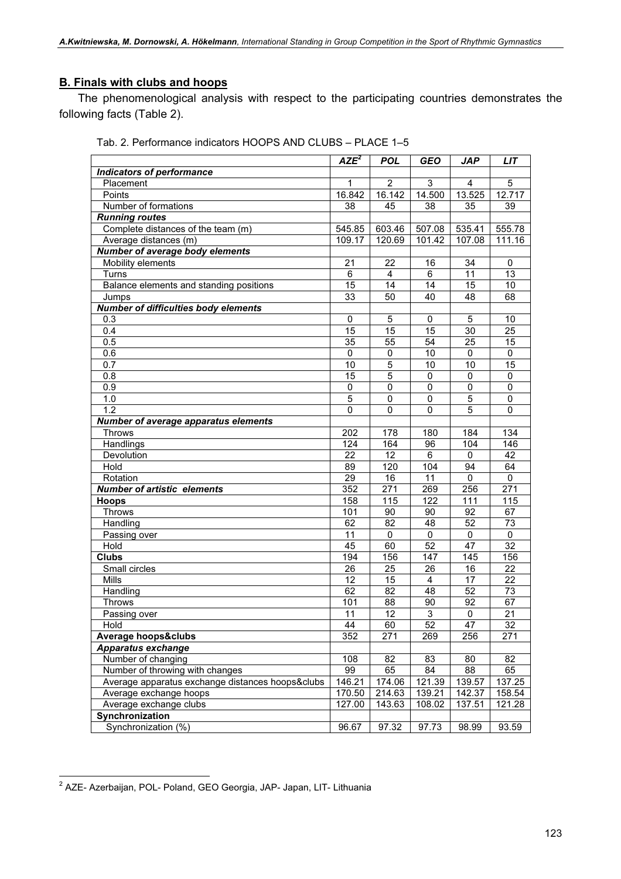## B. Finals with clubs and hoops

The phenomenological analysis with respect to the participating countries demonstrates the following facts (Table 2).

Tab. 2. Performance indicators HOOPS AND CLUBS – PLACE 1–5

| | *AZE*[2] | *POL* | *GEO* | *JAP* | *LIT* |
|---|---|---|---|---|---|
| ***Indicators of performance*** | | | | | |
| Placement | 1 | 2 | 3 | 4 | 5 |
| Points | 16.842 | 16.142 | 14.500 | 13.525 | 12.717 |
| Number of formations | 38 | 45 | 38 | 35 | 39 |
| ***Running routes*** | | | | | |
| Complete distances of the team (m) | 545.85 | 603.46 | 507.08 | 535.41 | 555.78 |
| Average distances (m) | 109.17 | 120.69 | 101.42 | 107.08 | 111.16 |
| ***Number of average body elements*** | | | | | |
| Mobility elements | 21 | 22 | 16 | 34 | 0 |
| Turns | 6 | 4 | 6 | 11 | 13 |
| Balance elements and standing positions | 15 | 14 | 14 | 15 | 10 |
| Jumps | 33 | 50 | 40 | 48 | 68 |
| ***Number of difficulties body elements*** | | | | | |
| 0.3 | 0 | 5 | 0 | 5 | 10 |
| 0.4 | 15 | 15 | 15 | 30 | 25 |
| 0.5 | 35 | 55 | 54 | 25 | 15 |
| 0.6 | 0 | 0 | 10 | 0 | 0 |
| 0.7 | 10 | 5 | 10 | 10 | 15 |
| 0.8 | 15 | 5 | 0 | 0 | 0 |
| 0.9 | 0 | 0 | 0 | 0 | 0 |
| 1.0 | 5 | 0 | 0 | 5 | 0 |
| 1.2 | 0 | 0 | 0 | 5 | 0 |
| ***Number of average apparatus elements*** | | | | | |
| Throws | 202 | 178 | 180 | 184 | 134 |
| Handlings | 124 | 164 | 96 | 104 | 146 |
| Devolution | 22 | 12 | 6 | 0 | 42 |
| Hold | 89 | 120 | 104 | 94 | 64 |
| Rotation | 29 | 16 | 11 | 0 | 0 |
| ***Number of artistic elements*** | 352 | 271 | 269 | 256 | 271 |
| **Hoops** | 158 | 115 | 122 | 111 | 115 |
| Throws | 101 | 90 | 90 | 92 | 67 |
| Handling | 62 | 82 | 48 | 52 | 73 |
| Passing over | 11 | 0 | 0 | 0 | 0 |
| Hold | 45 | 60 | 52 | 47 | 32 |
| **Clubs** | 194 | 156 | 147 | 145 | 156 |
| Small circles | 26 | 25 | 26 | 16 | 22 |
| Mills | 12 | 15 | 4 | 17 | 22 |
| Handling | 62 | 82 | 48 | 52 | 73 |
| Throws | 101 | 88 | 90 | 92 | 67 |
| Passing over | 11 | 12 | 3 | 0 | 21 |
| Hold | 44 | 60 | 52 | 47 | 32 |
| **Average hoops&clubs** | 352 | 271 | 269 | 256 | 271 |
| ***Apparatus exchange*** | | | | | |
| Number of changing | 108 | 82 | 83 | 80 | 82 |
| Number of throwing with changes | 99 | 65 | 84 | 88 | 65 |
| Average apparatus exchange distances hoops&clubs | 146.21 | 174.06 | 121.39 | 139.57 | 137.25 |
| Average exchange hoops | 170.50 | 214.63 | 139.21 | 142.37 | 158.54 |
| Average exchange clubs | 127.00 | 143.63 | 108.02 | 137.51 | 121.28 |
| **Synchronization** | | | | | |
| Synchronization (%) | 96.67 | 97.32 | 97.73 | 98.99 | 93.59 |

[2] AZE- Azerbaijan, POL- Poland, GEO Georgia, JAP- Japan, LIT- Lithuania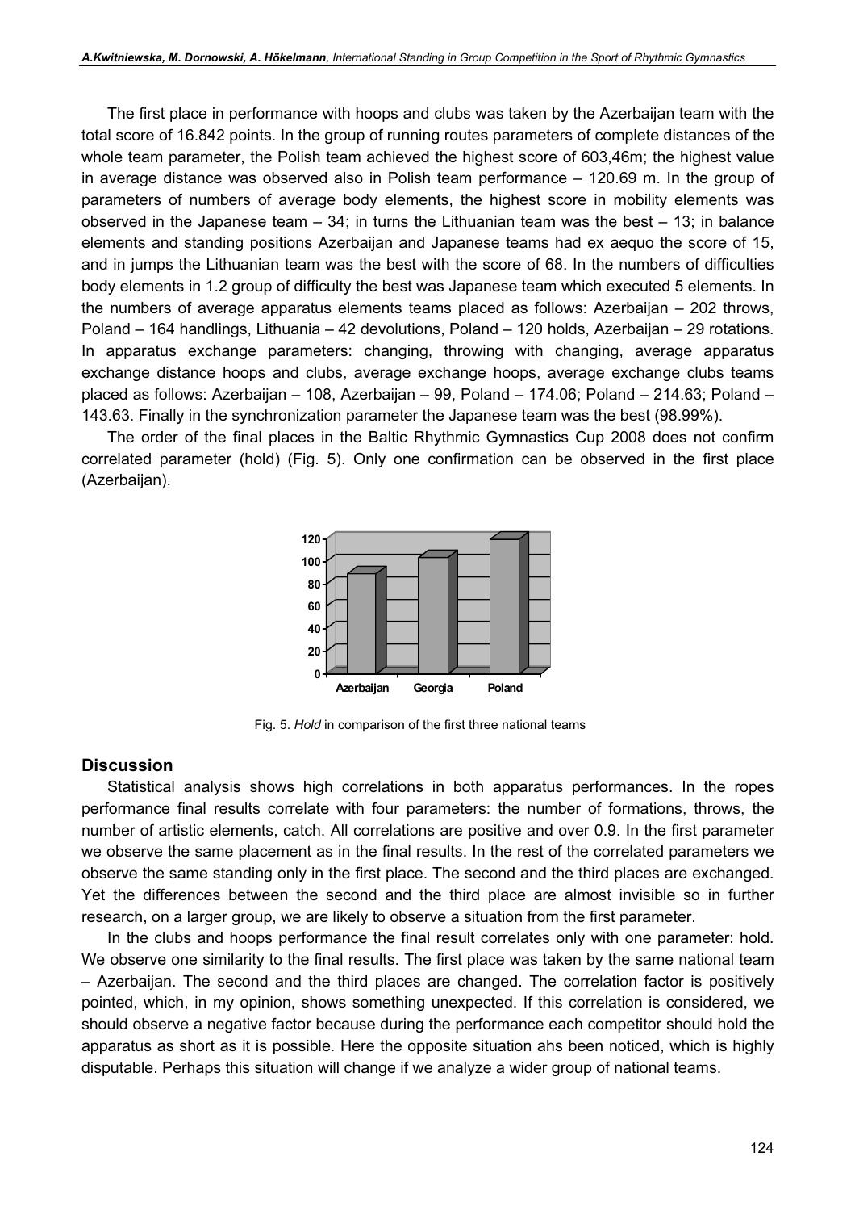The first place in performance with hoops and clubs was taken by the Azerbaijan team with the total score of 16.842 points. In the group of running routes parameters of complete distances of the whole team parameter, the Polish team achieved the highest score of 603,46m; the highest value in average distance was observed also in Polish team performance – 120.69 m. In the group of parameters of numbers of average body elements, the highest score in mobility elements was observed in the Japanese team – 34; in turns the Lithuanian team was the best – 13; in balance elements and standing positions Azerbaijan and Japanese teams had ex aequo the score of 15, and in jumps the Lithuanian team was the best with the score of 68. In the numbers of difficulties body elements in 1.2 group of difficulty the best was Japanese team which executed 5 elements. In the numbers of average apparatus elements teams placed as follows: Azerbaijan – 202 throws, Poland – 164 handlings, Lithuania – 42 devolutions, Poland – 120 holds, Azerbaijan – 29 rotations. In apparatus exchange parameters: changing, throwing with changing, average apparatus exchange distance hoops and clubs, average exchange hoops, average exchange clubs teams placed as follows: Azerbaijan – 108, Azerbaijan – 99, Poland – 174.06; Poland – 214.63; Poland – 143.63. Finally in the synchronization parameter the Japanese team was the best (98.99%).

The order of the final places in the Baltic Rhythmic Gymnastics Cup 2008 does not confirm correlated parameter (hold) (Fig. 5). Only one confirmation can be observed in the first place (Azerbaijan).

Fig. 5. *Hold* in comparison of the first three national teams

## Discussion

Statistical analysis shows high correlations in both apparatus performances. In the ropes performance final results correlate with four parameters: the number of formations, throws, the number of artistic elements, catch. All correlations are positive and over 0.9. In the first parameter we observe the same placement as in the final results. In the rest of the correlated parameters we observe the same standing only in the first place. The second and the third places are exchanged. Yet the differences between the second and the third place are almost invisible so in further research, on a larger group, we are likely to observe a situation from the first parameter.

In the clubs and hoops performance the final result correlates only with one parameter: hold. We observe one similarity to the final results. The first place was taken by the same national team – Azerbaijan. The second and the third places are changed. The correlation factor is positively pointed, which, in my opinion, shows something unexpected. If this correlation is considered, we should observe a negative factor because during the performance each competitor should hold the apparatus as short as it is possible. Here the opposite situation ahs been noticed, which is highly disputable. Perhaps this situation will change if we analyze a wider group of national teams.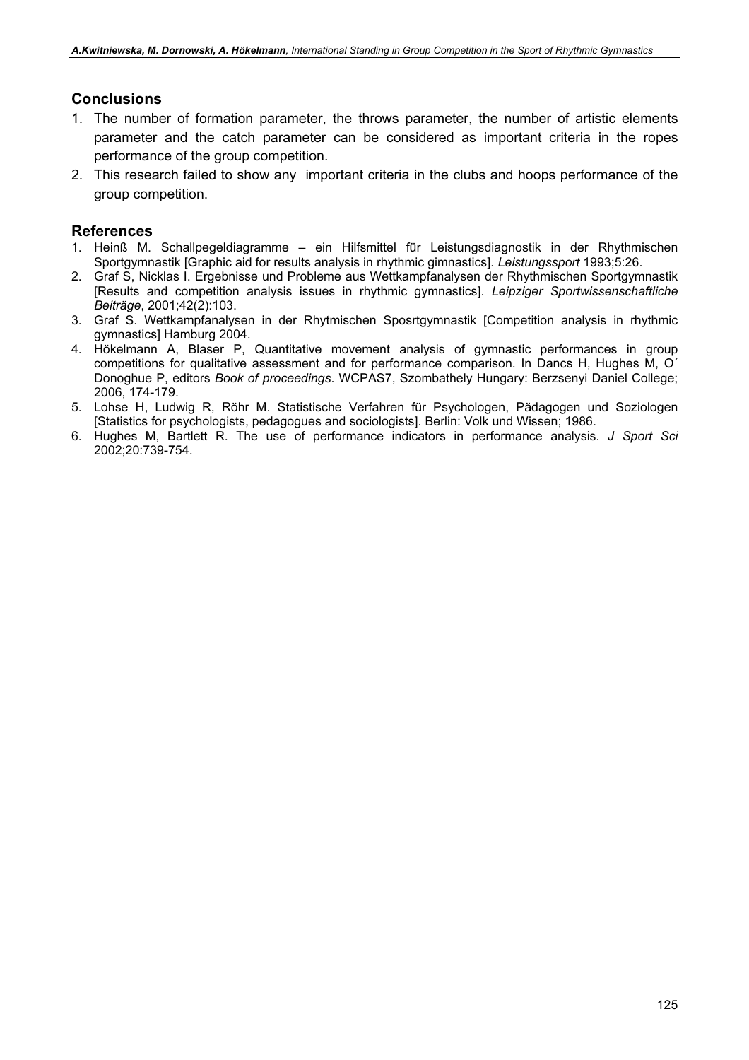## Conclusions

1. The number of formation parameter, the throws parameter, the number of artistic elements parameter and the catch parameter can be considered as important criteria in the ropes performance of the group competition.
2. This research failed to show any important criteria in the clubs and hoops performance of the group competition.

## References

1. Heinß M. Schallpegeldiagramme – ein Hilfsmittel für Leistungsdiagnostik in der Rhythmischen Sportgymnastik [Graphic aid for results analysis in rhythmic gimnastics]. *Leistungssport* 1993;5:26.
2. Graf S, Nicklas I. Ergebnisse und Probleme aus Wettkampfanalysen der Rhythmischen Sportgymnastik [Results and competition analysis issues in rhythmic gymnastics]. *Leipziger Sportwissenschaftliche Beiträge*, 2001;42(2):103.
3. Graf S. Wettkampfanalysen in der Rhytmischen Sposrtgymnastik [Competition analysis in rhythmic gymnastics] Hamburg 2004.
4. Hökelmann A, Blaser P, Quantitative movement analysis of gymnastic performances in group competitions for qualitative assessment and for performance comparison. In Dancs H, Hughes M, O´ Donoghue P, editors *Book of proceedings*. WCPAS7, Szombathely Hungary: Berzsenyi Daniel College; 2006, 174-179.
5. Lohse H, Ludwig R, Röhr M. Statistische Verfahren für Psychologen, Pädagogen und Soziologen [Statistics for psychologists, pedagogues and sociologists]. Berlin: Volk und Wissen; 1986.
6. Hughes M, Bartlett R. The use of performance indicators in performance analysis. *J Sport Sci* 2002;20:739-754.